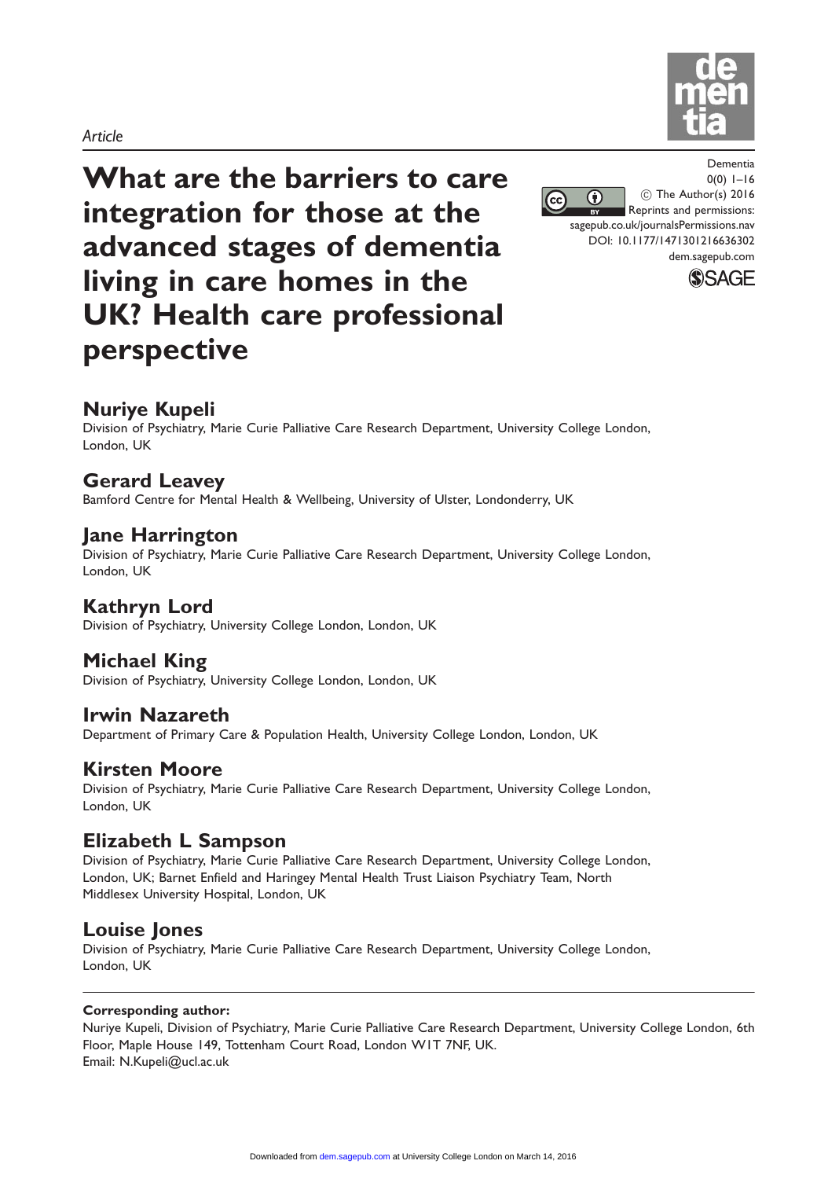*Article*

# What are the barriers to care integration for those at the advanced stages of dementia living in care homes in the UK? Health care professional perspective

Dementia
0(0) 1–16
© The Author(s) 2016
Reprints and permissions: sagepub.co.uk/journalsPermissions.nav
DOI: 10.1177/1471301216636302
dem.sagepub.com

## Nuriye Kupeli

Division of Psychiatry, Marie Curie Palliative Care Research Department, University College London, London, UK

## Gerard Leavey

Bamford Centre for Mental Health & Wellbeing, University of Ulster, Londonderry, UK

## Jane Harrington

Division of Psychiatry, Marie Curie Palliative Care Research Department, University College London, London, UK

## Kathryn Lord

Division of Psychiatry, University College London, London, UK

## Michael King

Division of Psychiatry, University College London, London, UK

## Irwin Nazareth

Department of Primary Care & Population Health, University College London, London, UK

## Kirsten Moore

Division of Psychiatry, Marie Curie Palliative Care Research Department, University College London, London, UK

## Elizabeth L Sampson

Division of Psychiatry, Marie Curie Palliative Care Research Department, University College London, London, UK; Barnet Enfield and Haringey Mental Health Trust Liaison Psychiatry Team, North Middlesex University Hospital, London, UK

## Louise Jones

Division of Psychiatry, Marie Curie Palliative Care Research Department, University College London, London, UK

**Corresponding author:**
Nuriye Kupeli, Division of Psychiatry, Marie Curie Palliative Care Research Department, University College London, 6th Floor, Maple House 149, Tottenham Court Road, London W1T 7NF, UK.
Email: N.Kupeli@ucl.ac.uk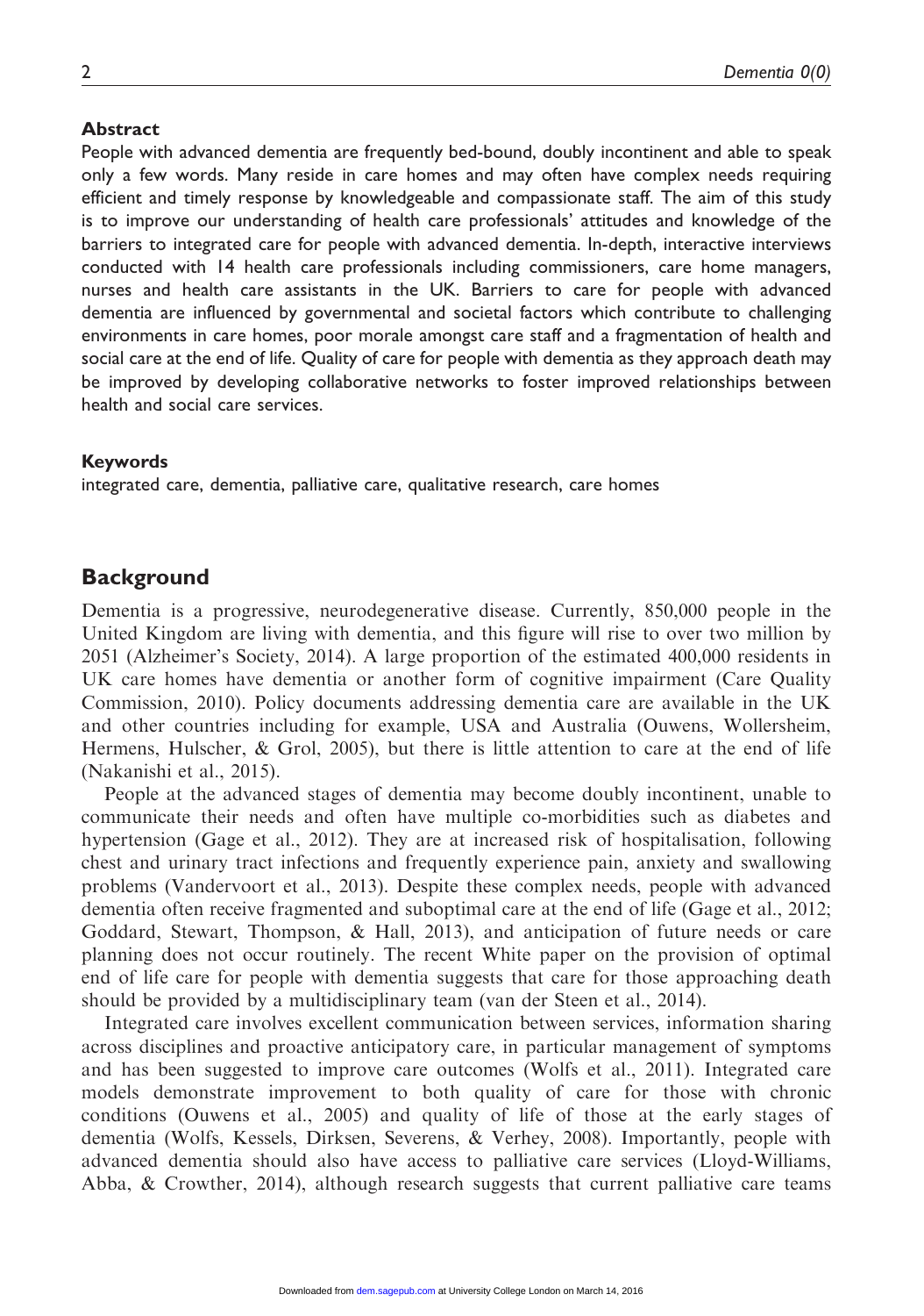## Abstract

People with advanced dementia are frequently bed-bound, doubly incontinent and able to speak only a few words. Many reside in care homes and may often have complex needs requiring efficient and timely response by knowledgeable and compassionate staff. The aim of this study is to improve our understanding of health care professionals' attitudes and knowledge of the barriers to integrated care for people with advanced dementia. In-depth, interactive interviews conducted with 14 health care professionals including commissioners, care home managers, nurses and health care assistants in the UK. Barriers to care for people with advanced dementia are influenced by governmental and societal factors which contribute to challenging environments in care homes, poor morale amongst care staff and a fragmentation of health and social care at the end of life. Quality of care for people with dementia as they approach death may be improved by developing collaborative networks to foster improved relationships between health and social care services.

## Keywords

integrated care, dementia, palliative care, qualitative research, care homes

## Background

Dementia is a progressive, neurodegenerative disease. Currently, 850,000 people in the United Kingdom are living with dementia, and this figure will rise to over two million by 2051 (Alzheimer's Society, 2014). A large proportion of the estimated 400,000 residents in UK care homes have dementia or another form of cognitive impairment (Care Quality Commission, 2010). Policy documents addressing dementia care are available in the UK and other countries including for example, USA and Australia (Ouwens, Wollersheim, Hermens, Hulscher, & Grol, 2005), but there is little attention to care at the end of life (Nakanishi et al., 2015).

People at the advanced stages of dementia may become doubly incontinent, unable to communicate their needs and often have multiple co-morbidities such as diabetes and hypertension (Gage et al., 2012). They are at increased risk of hospitalisation, following chest and urinary tract infections and frequently experience pain, anxiety and swallowing problems (Vandervoort et al., 2013). Despite these complex needs, people with advanced dementia often receive fragmented and suboptimal care at the end of life (Gage et al., 2012; Goddard, Stewart, Thompson, & Hall, 2013), and anticipation of future needs or care planning does not occur routinely. The recent White paper on the provision of optimal end of life care for people with dementia suggests that care for those approaching death should be provided by a multidisciplinary team (van der Steen et al., 2014).

Integrated care involves excellent communication between services, information sharing across disciplines and proactive anticipatory care, in particular management of symptoms and has been suggested to improve care outcomes (Wolfs et al., 2011). Integrated care models demonstrate improvement to both quality of care for those with chronic conditions (Ouwens et al., 2005) and quality of life of those at the early stages of dementia (Wolfs, Kessels, Dirksen, Severens, & Verhey, 2008). Importantly, people with advanced dementia should also have access to palliative care services (Lloyd-Williams, Abba, & Crowther, 2014), although research suggests that current palliative care teams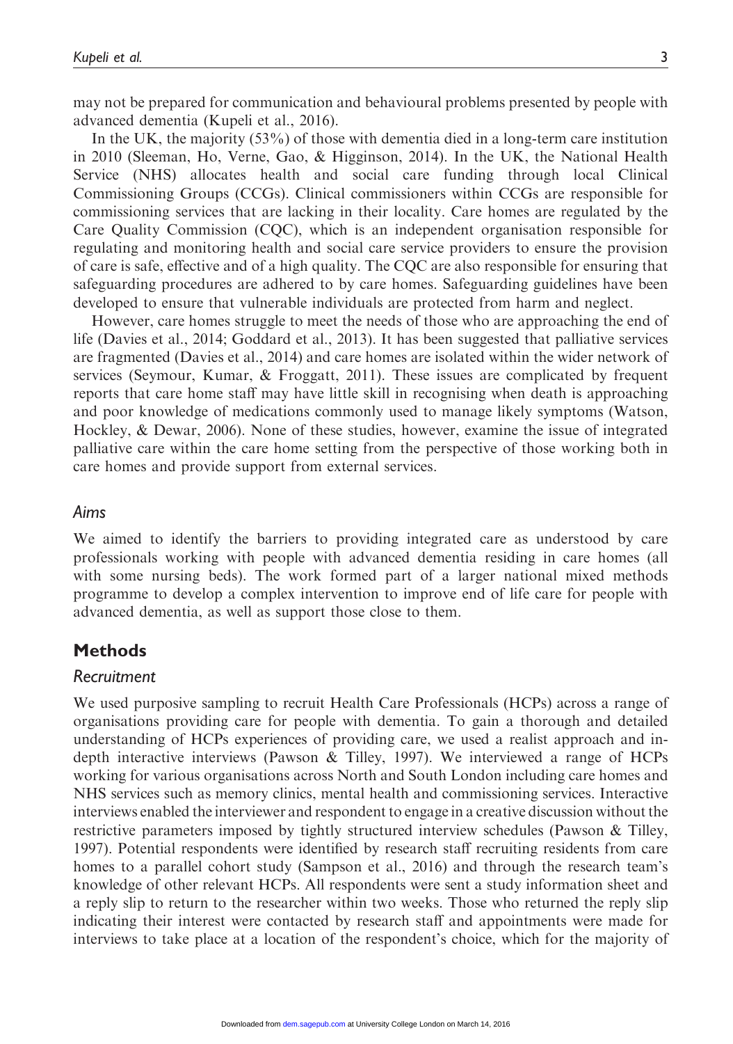may not be prepared for communication and behavioural problems presented by people with advanced dementia (Kupeli et al., 2016).

In the UK, the majority (53%) of those with dementia died in a long-term care institution in 2010 (Sleeman, Ho, Verne, Gao, & Higginson, 2014). In the UK, the National Health Service (NHS) allocates health and social care funding through local Clinical Commissioning Groups (CCGs). Clinical commissioners within CCGs are responsible for commissioning services that are lacking in their locality. Care homes are regulated by the Care Quality Commission (CQC), which is an independent organisation responsible for regulating and monitoring health and social care service providers to ensure the provision of care is safe, effective and of a high quality. The CQC are also responsible for ensuring that safeguarding procedures are adhered to by care homes. Safeguarding guidelines have been developed to ensure that vulnerable individuals are protected from harm and neglect.

However, care homes struggle to meet the needs of those who are approaching the end of life (Davies et al., 2014; Goddard et al., 2013). It has been suggested that palliative services are fragmented (Davies et al., 2014) and care homes are isolated within the wider network of services (Seymour, Kumar, & Froggatt, 2011). These issues are complicated by frequent reports that care home staff may have little skill in recognising when death is approaching and poor knowledge of medications commonly used to manage likely symptoms (Watson, Hockley, & Dewar, 2006). None of these studies, however, examine the issue of integrated palliative care within the care home setting from the perspective of those working both in care homes and provide support from external services.

### *Aims*

We aimed to identify the barriers to providing integrated care as understood by care professionals working with people with advanced dementia residing in care homes (all with some nursing beds). The work formed part of a larger national mixed methods programme to develop a complex intervention to improve end of life care for people with advanced dementia, as well as support those close to them.

## Methods

### *Recruitment*

We used purposive sampling to recruit Health Care Professionals (HCPs) across a range of organisations providing care for people with dementia. To gain a thorough and detailed understanding of HCPs experiences of providing care, we used a realist approach and in-depth interactive interviews (Pawson & Tilley, 1997). We interviewed a range of HCPs working for various organisations across North and South London including care homes and NHS services such as memory clinics, mental health and commissioning services. Interactive interviews enabled the interviewer and respondent to engage in a creative discussion without the restrictive parameters imposed by tightly structured interview schedules (Pawson & Tilley, 1997). Potential respondents were identified by research staff recruiting residents from care homes to a parallel cohort study (Sampson et al., 2016) and through the research team's knowledge of other relevant HCPs. All respondents were sent a study information sheet and a reply slip to return to the researcher within two weeks. Those who returned the reply slip indicating their interest were contacted by research staff and appointments were made for interviews to take place at a location of the respondent's choice, which for the majority of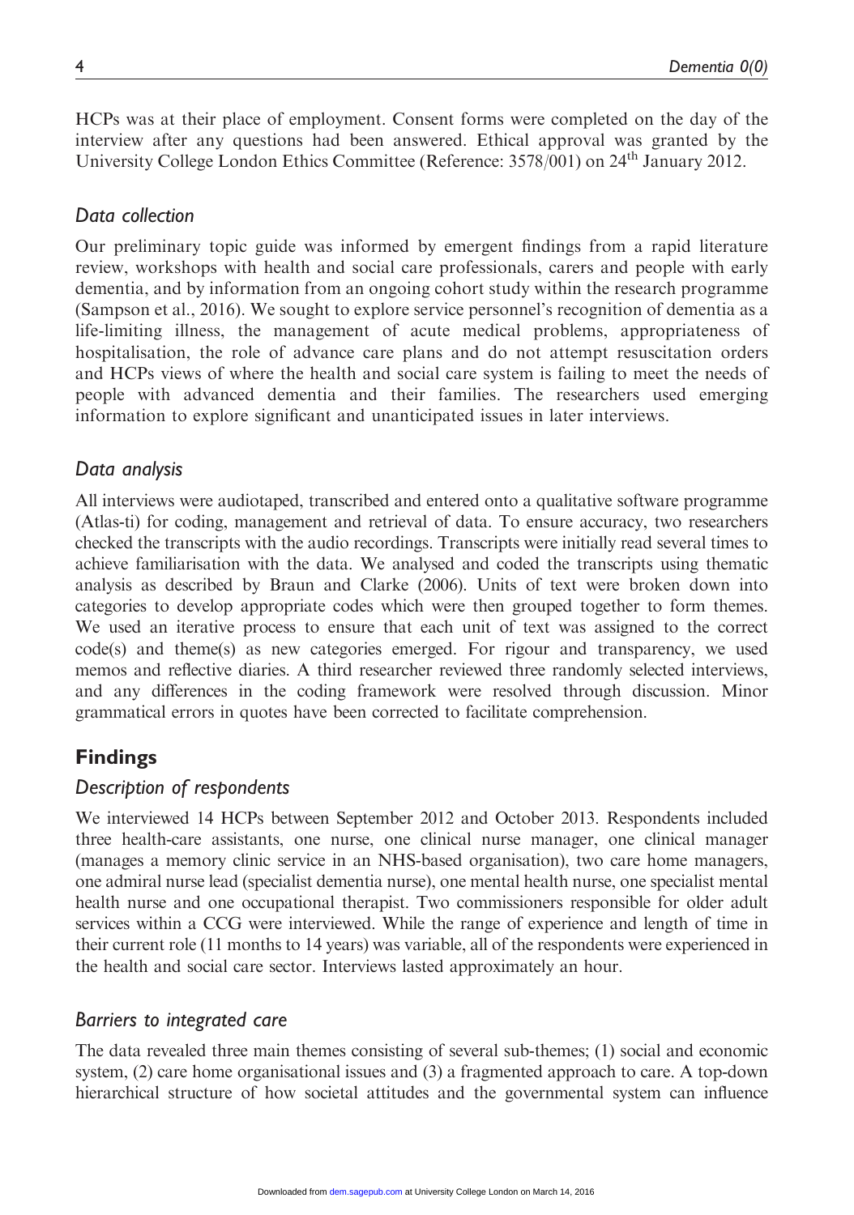HCPs was at their place of employment. Consent forms were completed on the day of the interview after any questions had been answered. Ethical approval was granted by the University College London Ethics Committee (Reference: 3578/001) on 24th January 2012.

### Data collection

Our preliminary topic guide was informed by emergent findings from a rapid literature review, workshops with health and social care professionals, carers and people with early dementia, and by information from an ongoing cohort study within the research programme (Sampson et al., 2016). We sought to explore service personnel's recognition of dementia as a life-limiting illness, the management of acute medical problems, appropriateness of hospitalisation, the role of advance care plans and do not attempt resuscitation orders and HCPs views of where the health and social care system is failing to meet the needs of people with advanced dementia and their families. The researchers used emerging information to explore significant and unanticipated issues in later interviews.

### Data analysis

All interviews were audiotaped, transcribed and entered onto a qualitative software programme (Atlas-ti) for coding, management and retrieval of data. To ensure accuracy, two researchers checked the transcripts with the audio recordings. Transcripts were initially read several times to achieve familiarisation with the data. We analysed and coded the transcripts using thematic analysis as described by Braun and Clarke (2006). Units of text were broken down into categories to develop appropriate codes which were then grouped together to form themes. We used an iterative process to ensure that each unit of text was assigned to the correct code(s) and theme(s) as new categories emerged. For rigour and transparency, we used memos and reflective diaries. A third researcher reviewed three randomly selected interviews, and any differences in the coding framework were resolved through discussion. Minor grammatical errors in quotes have been corrected to facilitate comprehension.

## Findings

### Description of respondents

We interviewed 14 HCPs between September 2012 and October 2013. Respondents included three health-care assistants, one nurse, one clinical nurse manager, one clinical manager (manages a memory clinic service in an NHS-based organisation), two care home managers, one admiral nurse lead (specialist dementia nurse), one mental health nurse, one specialist mental health nurse and one occupational therapist. Two commissioners responsible for older adult services within a CCG were interviewed. While the range of experience and length of time in their current role (11 months to 14 years) was variable, all of the respondents were experienced in the health and social care sector. Interviews lasted approximately an hour.

### Barriers to integrated care

The data revealed three main themes consisting of several sub-themes; (1) social and economic system, (2) care home organisational issues and (3) a fragmented approach to care. A top-down hierarchical structure of how societal attitudes and the governmental system can influence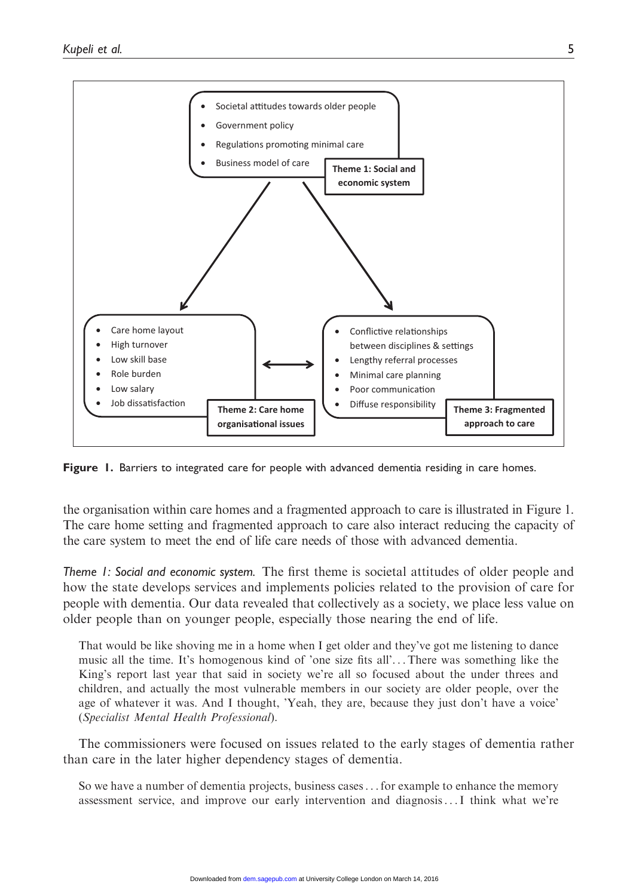- Societal attitudes towards older people
- Government policy
- Regulations promoting minimal care
- Business model of care

**Theme 1: Social and economic system**

- Care home layout
- High turnover
- Low skill base
- Role burden
- Low salary
- Job dissatisfaction

**Theme 2: Care home organisational issues**

- Conflictive relationships between disciplines & settings
- Lengthy referral processes
- Minimal care planning
- Poor communication
- Diffuse responsibility

**Theme 3: Fragmented approach to care**

**Figure 1.** Barriers to integrated care for people with advanced dementia residing in care homes.

the organisation within care homes and a fragmented approach to care is illustrated in Figure 1. The care home setting and fragmented approach to care also interact reducing the capacity of the care system to meet the end of life care needs of those with advanced dementia.

*Theme 1: Social and economic system.* The first theme is societal attitudes of older people and how the state develops services and implements policies related to the provision of care for people with dementia. Our data revealed that collectively as a society, we place less value on older people than on younger people, especially those nearing the end of life.

> That would be like shoving me in a home when I get older and they've got me listening to dance music all the time. It's homogenous kind of 'one size fits all'... There was something like the King's report last year that said in society we're all so focused about the under threes and children, and actually the most vulnerable members in our society are older people, over the age of whatever it was. And I thought, 'Yeah, they are, because they just don't have a voice' (*Specialist Mental Health Professional*).

The commissioners were focused on issues related to the early stages of dementia rather than care in the later higher dependency stages of dementia.

> So we have a number of dementia projects, business cases ... for example to enhance the memory assessment service, and improve our early intervention and diagnosis ... I think what we're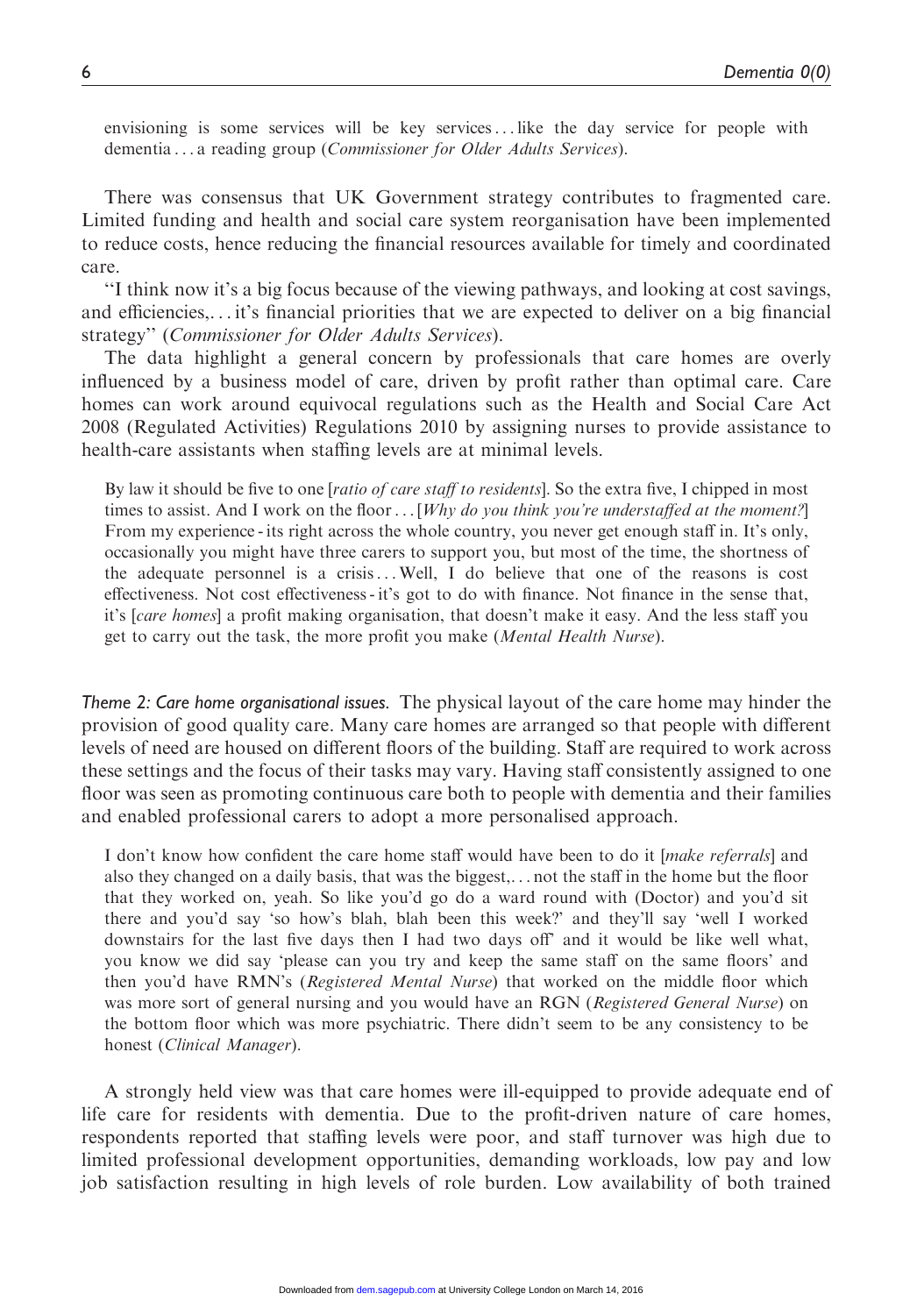> envisioning is some services will be key services . . . like the day service for people with dementia . . . a reading group (*Commissioner for Older Adults Services*).

There was consensus that UK Government strategy contributes to fragmented care. Limited funding and health and social care system reorganisation have been implemented to reduce costs, hence reducing the financial resources available for timely and coordinated care.

"I think now it's a big focus because of the viewing pathways, and looking at cost savings, and efficiencies,. . . it's financial priorities that we are expected to deliver on a big financial strategy" (*Commissioner for Older Adults Services*).

The data highlight a general concern by professionals that care homes are overly influenced by a business model of care, driven by profit rather than optimal care. Care homes can work around equivocal regulations such as the Health and Social Care Act 2008 (Regulated Activities) Regulations 2010 by assigning nurses to provide assistance to health-care assistants when staffing levels are at minimal levels.

> By law it should be five to one [*ratio of care staff to residents*]. So the extra five, I chipped in most times to assist. And I work on the floor . . . [*Why do you think you're understaffed at the moment?*] From my experience - its right across the whole country, you never get enough staff in. It's only, occasionally you might have three carers to support you, but most of the time, the shortness of the adequate personnel is a crisis . . . Well, I do believe that one of the reasons is cost effectiveness. Not cost effectiveness - it's got to do with finance. Not finance in the sense that, it's [*care homes*] a profit making organisation, that doesn't make it easy. And the less staff you get to carry out the task, the more profit you make (*Mental Health Nurse*).

*Theme 2: Care home organisational issues.* The physical layout of the care home may hinder the provision of good quality care. Many care homes are arranged so that people with different levels of need are housed on different floors of the building. Staff are required to work across these settings and the focus of their tasks may vary. Having staff consistently assigned to one floor was seen as promoting continuous care both to people with dementia and their families and enabled professional carers to adopt a more personalised approach.

> I don't know how confident the care home staff would have been to do it [*make referrals*] and also they changed on a daily basis, that was the biggest,. . . not the staff in the home but the floor that they worked on, yeah. So like you'd go do a ward round with (Doctor) and you'd sit there and you'd say 'so how's blah, blah been this week?' and they'll say 'well I worked downstairs for the last five days then I had two days off' and it would be like well what, you know we did say 'please can you try and keep the same staff on the same floors' and then you'd have RMN's (*Registered Mental Nurse*) that worked on the middle floor which was more sort of general nursing and you would have an RGN (*Registered General Nurse*) on the bottom floor which was more psychiatric. There didn't seem to be any consistency to be honest (*Clinical Manager*).

A strongly held view was that care homes were ill-equipped to provide adequate end of life care for residents with dementia. Due to the profit-driven nature of care homes, respondents reported that staffing levels were poor, and staff turnover was high due to limited professional development opportunities, demanding workloads, low pay and low job satisfaction resulting in high levels of role burden. Low availability of both trained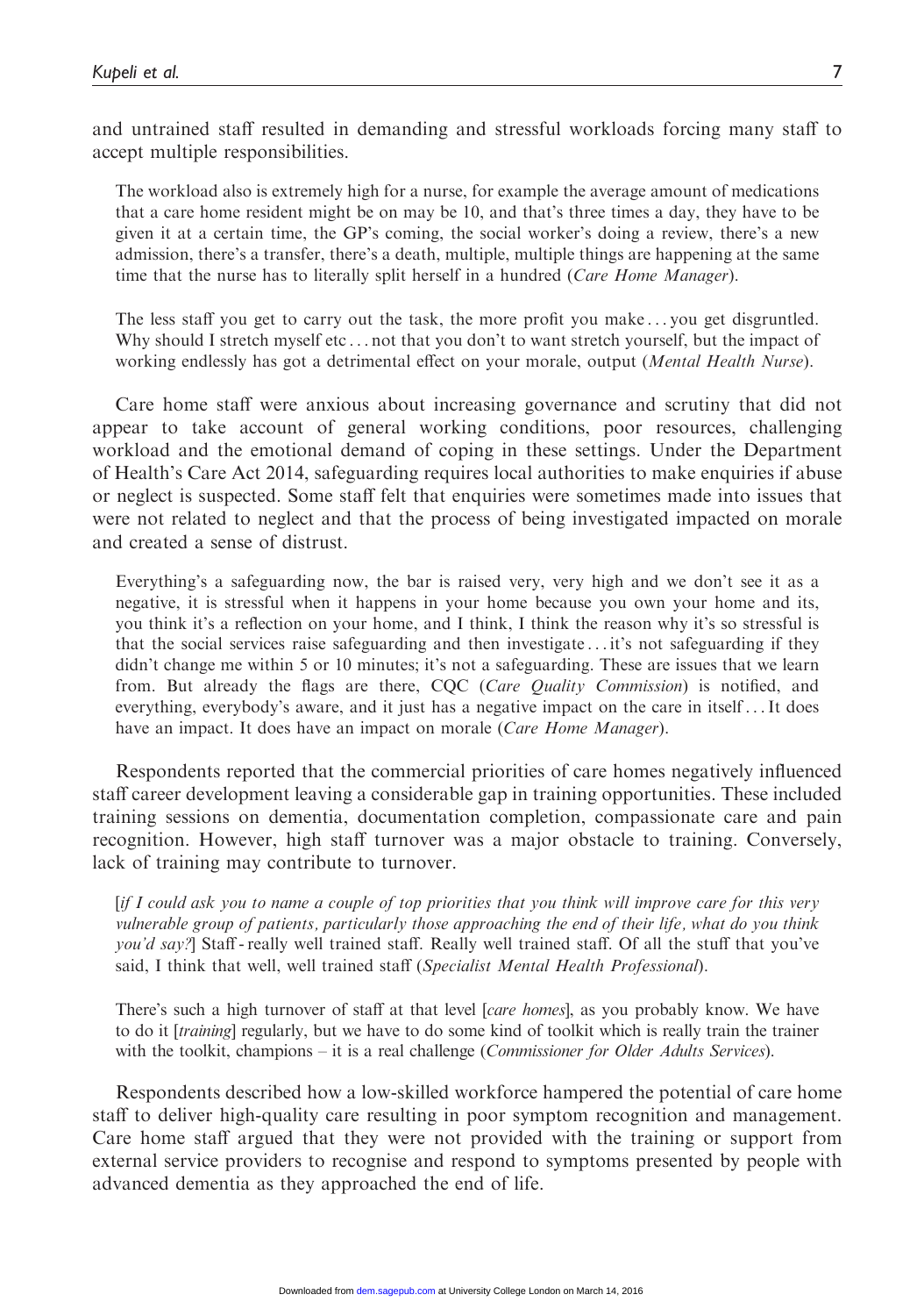and untrained staff resulted in demanding and stressful workloads forcing many staff to accept multiple responsibilities.

> The workload also is extremely high for a nurse, for example the average amount of medications that a care home resident might be on may be 10, and that's three times a day, they have to be given it at a certain time, the GP's coming, the social worker's doing a review, there's a new admission, there's a transfer, there's a death, multiple, multiple things are happening at the same time that the nurse has to literally split herself in a hundred (*Care Home Manager*).

> The less staff you get to carry out the task, the more profit you make ... you get disgruntled. Why should I stretch myself etc ... not that you don't to want stretch yourself, but the impact of working endlessly has got a detrimental effect on your morale, output (*Mental Health Nurse*).

Care home staff were anxious about increasing governance and scrutiny that did not appear to take account of general working conditions, poor resources, challenging workload and the emotional demand of coping in these settings. Under the Department of Health's Care Act 2014, safeguarding requires local authorities to make enquiries if abuse or neglect is suspected. Some staff felt that enquiries were sometimes made into issues that were not related to neglect and that the process of being investigated impacted on morale and created a sense of distrust.

> Everything's a safeguarding now, the bar is raised very, very high and we don't see it as a negative, it is stressful when it happens in your home because you own your home and its, you think it's a reflection on your home, and I think, I think the reason why it's so stressful is that the social services raise safeguarding and then investigate ... it's not safeguarding if they didn't change me within 5 or 10 minutes; it's not a safeguarding. These are issues that we learn from. But already the flags are there, CQC (*Care Quality Commission*) is notified, and everything, everybody's aware, and it just has a negative impact on the care in itself ... It does have an impact. It does have an impact on morale (*Care Home Manager*).

Respondents reported that the commercial priorities of care homes negatively influenced staff career development leaving a considerable gap in training opportunities. These included training sessions on dementia, documentation completion, compassionate care and pain recognition. However, high staff turnover was a major obstacle to training. Conversely, lack of training may contribute to turnover.

> [*if I could ask you to name a couple of top priorities that you think will improve care for this very vulnerable group of patients, particularly those approaching the end of their life, what do you think you'd say?*] Staff - really well trained staff. Really well trained staff. Of all the stuff that you've said, I think that well, well trained staff (*Specialist Mental Health Professional*).

> There's such a high turnover of staff at that level [*care homes*], as you probably know. We have to do it [*training*] regularly, but we have to do some kind of toolkit which is really train the trainer with the toolkit, champions – it is a real challenge (*Commissioner for Older Adults Services*).

Respondents described how a low-skilled workforce hampered the potential of care home staff to deliver high-quality care resulting in poor symptom recognition and management. Care home staff argued that they were not provided with the training or support from external service providers to recognise and respond to symptoms presented by people with advanced dementia as they approached the end of life.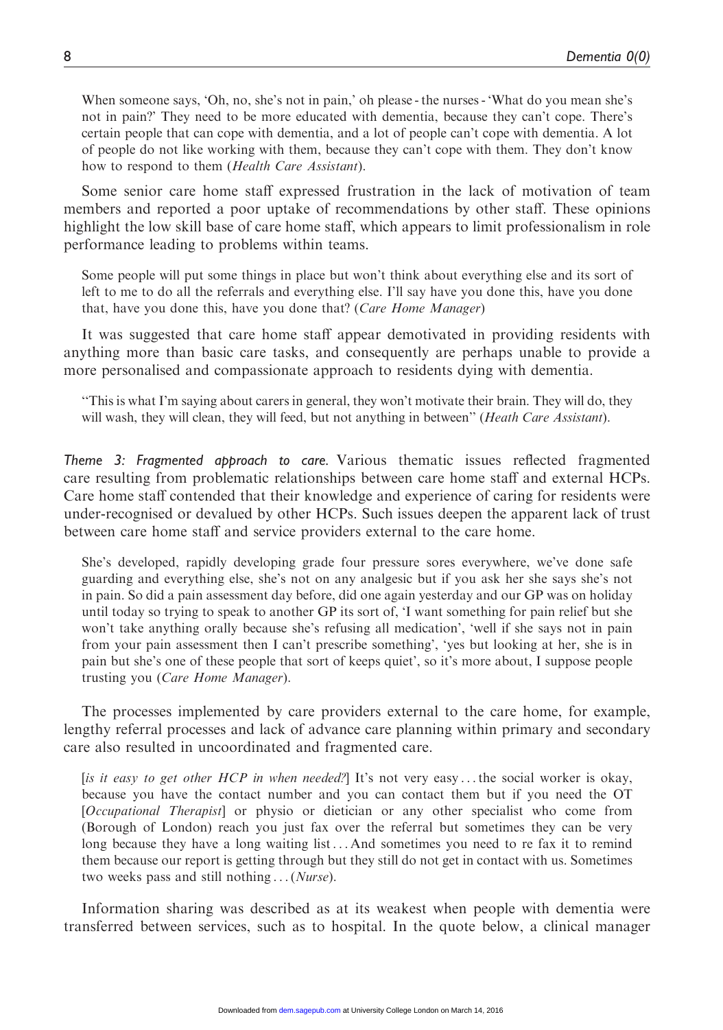> When someone says, 'Oh, no, she's not in pain,' oh please - the nurses - 'What do you mean she's not in pain?' They need to be more educated with dementia, because they can't cope. There's certain people that can cope with dementia, and a lot of people can't cope with dementia. A lot of people do not like working with them, because they can't cope with them. They don't know how to respond to them (*Health Care Assistant*).

Some senior care home staff expressed frustration in the lack of motivation of team members and reported a poor uptake of recommendations by other staff. These opinions highlight the low skill base of care home staff, which appears to limit professionalism in role performance leading to problems within teams.

> Some people will put some things in place but won't think about everything else and its sort of left to me to do all the referrals and everything else. I'll say have you done this, have you done that, have you done this, have you done that? (*Care Home Manager*)

It was suggested that care home staff appear demotivated in providing residents with anything more than basic care tasks, and consequently are perhaps unable to provide a more personalised and compassionate approach to residents dying with dementia.

> "This is what I'm saying about carers in general, they won't motivate their brain. They will do, they will wash, they will clean, they will feed, but not anything in between" (*Heath Care Assistant*).

*Theme 3: Fragmented approach to care.* Various thematic issues reflected fragmented care resulting from problematic relationships between care home staff and external HCPs. Care home staff contended that their knowledge and experience of caring for residents were under-recognised or devalued by other HCPs. Such issues deepen the apparent lack of trust between care home staff and service providers external to the care home.

> She's developed, rapidly developing grade four pressure sores everywhere, we've done safe guarding and everything else, she's not on any analgesic but if you ask her she says she's not in pain. So did a pain assessment day before, did one again yesterday and our GP was on holiday until today so trying to speak to another GP its sort of, 'I want something for pain relief but she won't take anything orally because she's refusing all medication', 'well if she says not in pain from your pain assessment then I can't prescribe something', 'yes but looking at her, she is in pain but she's one of these people that sort of keeps quiet', so it's more about, I suppose people trusting you (*Care Home Manager*).

The processes implemented by care providers external to the care home, for example, lengthy referral processes and lack of advance care planning within primary and secondary care also resulted in uncoordinated and fragmented care.

> [*is it easy to get other HCP in when needed?*] It's not very easy . . . the social worker is okay, because you have the contact number and you can contact them but if you need the OT [*Occupational Therapist*] or physio or dietician or any other specialist who come from (Borough of London) reach you just fax over the referral but sometimes they can be very long because they have a long waiting list . . . And sometimes you need to re fax it to remind them because our report is getting through but they still do not get in contact with us. Sometimes two weeks pass and still nothing . . . (*Nurse*).

Information sharing was described as at its weakest when people with dementia were transferred between services, such as to hospital. In the quote below, a clinical manager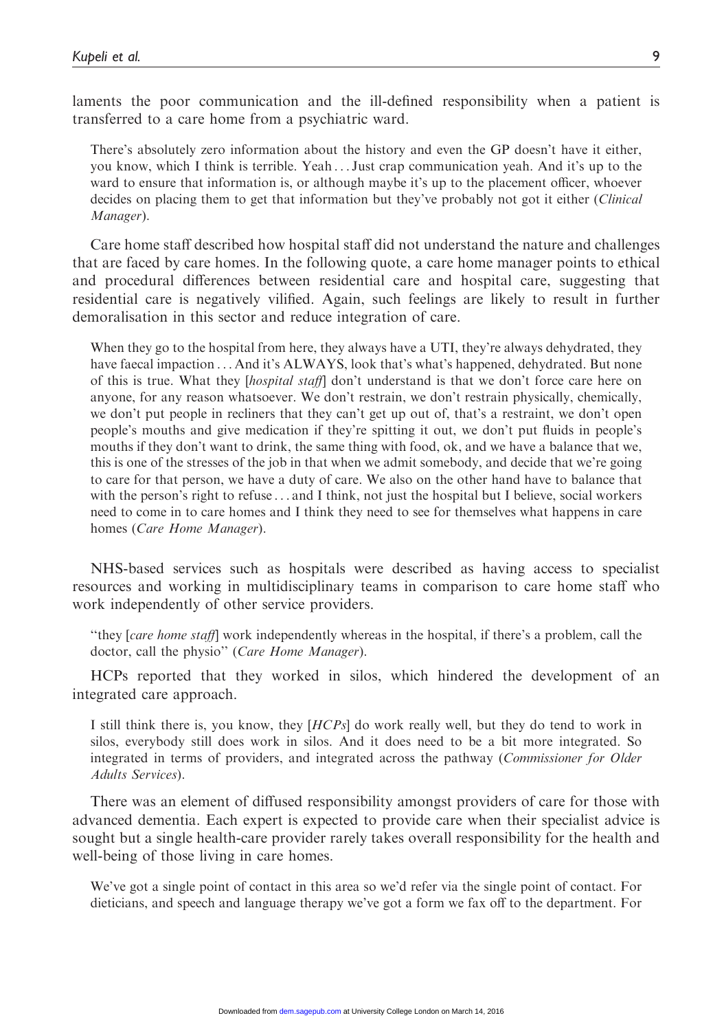laments the poor communication and the ill-defined responsibility when a patient is transferred to a care home from a psychiatric ward.

> There's absolutely zero information about the history and even the GP doesn't have it either, you know, which I think is terrible. Yeah... Just crap communication yeah. And it's up to the ward to ensure that information is, or although maybe it's up to the placement officer, whoever decides on placing them to get that information but they've probably not got it either (*Clinical Manager*).

Care home staff described how hospital staff did not understand the nature and challenges that are faced by care homes. In the following quote, a care home manager points to ethical and procedural differences between residential care and hospital care, suggesting that residential care is negatively vilified. Again, such feelings are likely to result in further demoralisation in this sector and reduce integration of care.

> When they go to the hospital from here, they always have a UTI, they're always dehydrated, they have faecal impaction... And it's ALWAYS, look that's what's happened, dehydrated. But none of this is true. What they [*hospital staff*] don't understand is that we don't force care here on anyone, for any reason whatsoever. We don't restrain, we don't restrain physically, chemically, we don't put people in recliners that they can't get up out of, that's a restraint, we don't open people's mouths and give medication if they're spitting it out, we don't put fluids in people's mouths if they don't want to drink, the same thing with food, ok, and we have a balance that we, this is one of the stresses of the job in that when we admit somebody, and decide that we're going to care for that person, we have a duty of care. We also on the other hand have to balance that with the person's right to refuse... and I think, not just the hospital but I believe, social workers need to come in to care homes and I think they need to see for themselves what happens in care homes (*Care Home Manager*).

NHS-based services such as hospitals were described as having access to specialist resources and working in multidisciplinary teams in comparison to care home staff who work independently of other service providers.

> "they [*care home staff*] work independently whereas in the hospital, if there's a problem, call the doctor, call the physio" (*Care Home Manager*).

HCPs reported that they worked in silos, which hindered the development of an integrated care approach.

> I still think there is, you know, they [*HCPs*] do work really well, but they do tend to work in silos, everybody still does work in silos. And it does need to be a bit more integrated. So integrated in terms of providers, and integrated across the pathway (*Commissioner for Older Adults Services*).

There was an element of diffused responsibility amongst providers of care for those with advanced dementia. Each expert is expected to provide care when their specialist advice is sought but a single health-care provider rarely takes overall responsibility for the health and well-being of those living in care homes.

> We've got a single point of contact in this area so we'd refer via the single point of contact. For dieticians, and speech and language therapy we've got a form we fax off to the department. For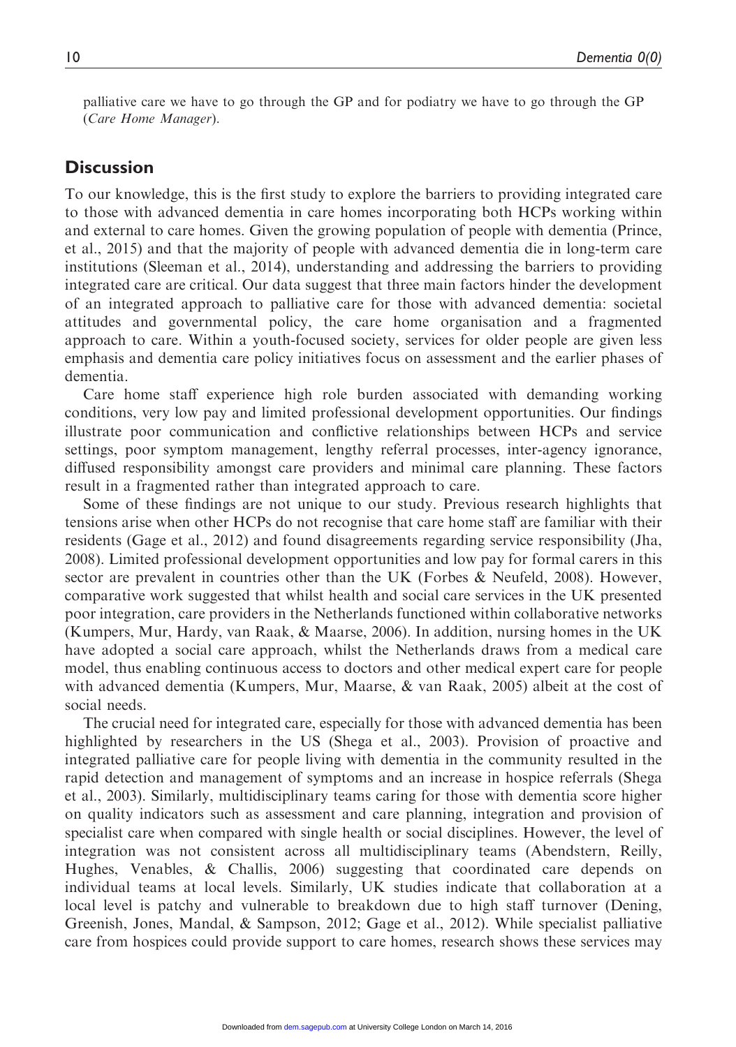palliative care we have to go through the GP and for podiatry we have to go through the GP (*Care Home Manager*).

## Discussion

To our knowledge, this is the first study to explore the barriers to providing integrated care to those with advanced dementia in care homes incorporating both HCPs working within and external to care homes. Given the growing population of people with dementia (Prince, et al., 2015) and that the majority of people with advanced dementia die in long-term care institutions (Sleeman et al., 2014), understanding and addressing the barriers to providing integrated care are critical. Our data suggest that three main factors hinder the development of an integrated approach to palliative care for those with advanced dementia: societal attitudes and governmental policy, the care home organisation and a fragmented approach to care. Within a youth-focused society, services for older people are given less emphasis and dementia care policy initiatives focus on assessment and the earlier phases of dementia.

Care home staff experience high role burden associated with demanding working conditions, very low pay and limited professional development opportunities. Our findings illustrate poor communication and conflictive relationships between HCPs and service settings, poor symptom management, lengthy referral processes, inter-agency ignorance, diffused responsibility amongst care providers and minimal care planning. These factors result in a fragmented rather than integrated approach to care.

Some of these findings are not unique to our study. Previous research highlights that tensions arise when other HCPs do not recognise that care home staff are familiar with their residents (Gage et al., 2012) and found disagreements regarding service responsibility (Jha, 2008). Limited professional development opportunities and low pay for formal carers in this sector are prevalent in countries other than the UK (Forbes & Neufeld, 2008). However, comparative work suggested that whilst health and social care services in the UK presented poor integration, care providers in the Netherlands functioned within collaborative networks (Kumpers, Mur, Hardy, van Raak, & Maarse, 2006). In addition, nursing homes in the UK have adopted a social care approach, whilst the Netherlands draws from a medical care model, thus enabling continuous access to doctors and other medical expert care for people with advanced dementia (Kumpers, Mur, Maarse, & van Raak, 2005) albeit at the cost of social needs.

The crucial need for integrated care, especially for those with advanced dementia has been highlighted by researchers in the US (Shega et al., 2003). Provision of proactive and integrated palliative care for people living with dementia in the community resulted in the rapid detection and management of symptoms and an increase in hospice referrals (Shega et al., 2003). Similarly, multidisciplinary teams caring for those with dementia score higher on quality indicators such as assessment and care planning, integration and provision of specialist care when compared with single health or social disciplines. However, the level of integration was not consistent across all multidisciplinary teams (Abendstern, Reilly, Hughes, Venables, & Challis, 2006) suggesting that coordinated care depends on individual teams at local levels. Similarly, UK studies indicate that collaboration at a local level is patchy and vulnerable to breakdown due to high staff turnover (Dening, Greenish, Jones, Mandal, & Sampson, 2012; Gage et al., 2012). While specialist palliative care from hospices could provide support to care homes, research shows these services may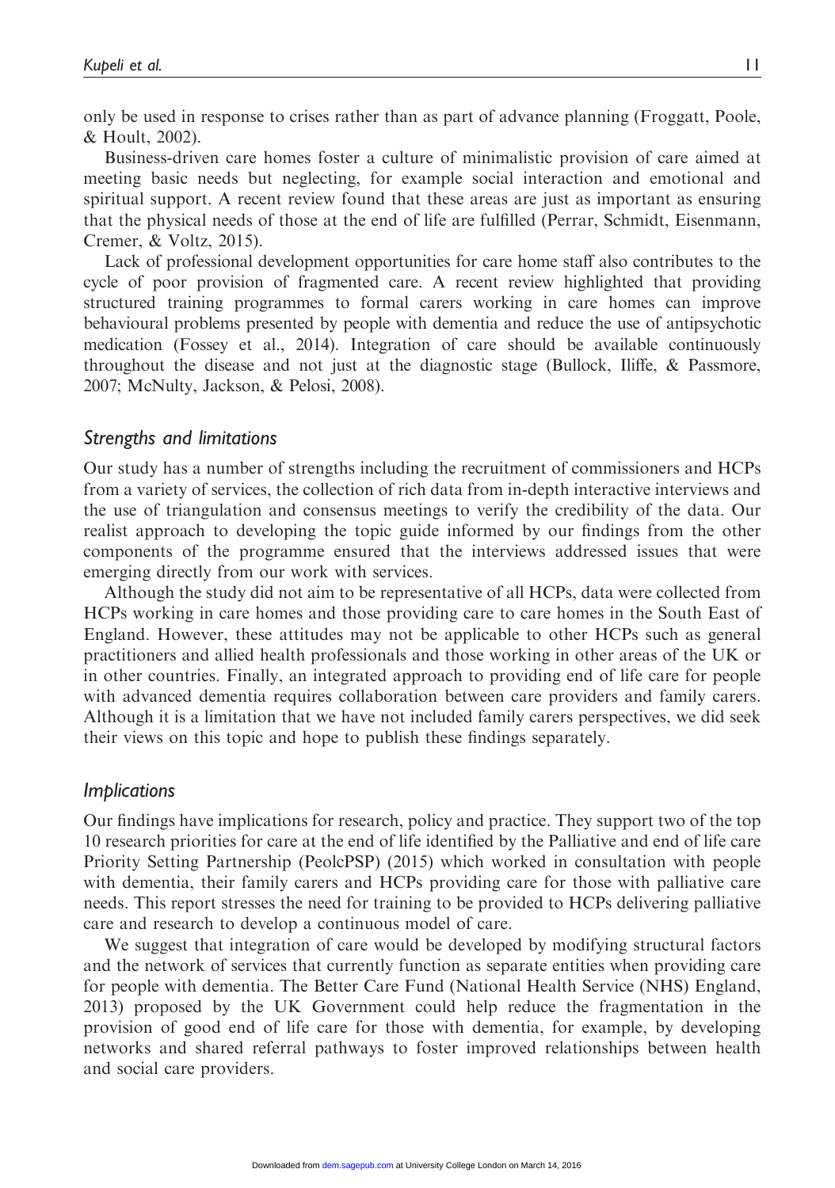only be used in response to crises rather than as part of advance planning (Froggatt, Poole, & Hoult, 2002).

Business-driven care homes foster a culture of minimalistic provision of care aimed at meeting basic needs but neglecting, for example social interaction and emotional and spiritual support. A recent review found that these areas are just as important as ensuring that the physical needs of those at the end of life are fulfilled (Perrar, Schmidt, Eisenmann, Cremer, & Voltz, 2015).

Lack of professional development opportunities for care home staff also contributes to the cycle of poor provision of fragmented care. A recent review highlighted that providing structured training programmes to formal carers working in care homes can improve behavioural problems presented by people with dementia and reduce the use of antipsychotic medication (Fossey et al., 2014). Integration of care should be available continuously throughout the disease and not just at the diagnostic stage (Bullock, Iliffe, & Passmore, 2007; McNulty, Jackson, & Pelosi, 2008).

### *Strengths and limitations*

Our study has a number of strengths including the recruitment of commissioners and HCPs from a variety of services, the collection of rich data from in-depth interactive interviews and the use of triangulation and consensus meetings to verify the credibility of the data. Our realist approach to developing the topic guide informed by our findings from the other components of the programme ensured that the interviews addressed issues that were emerging directly from our work with services.

Although the study did not aim to be representative of all HCPs, data were collected from HCPs working in care homes and those providing care to care homes in the South East of England. However, these attitudes may not be applicable to other HCPs such as general practitioners and allied health professionals and those working in other areas of the UK or in other countries. Finally, an integrated approach to providing end of life care for people with advanced dementia requires collaboration between care providers and family carers. Although it is a limitation that we have not included family carers perspectives, we did seek their views on this topic and hope to publish these findings separately.

### *Implications*

Our findings have implications for research, policy and practice. They support two of the top 10 research priorities for care at the end of life identified by the Palliative and end of life care Priority Setting Partnership (PeolcPSP) (2015) which worked in consultation with people with dementia, their family carers and HCPs providing care for those with palliative care needs. This report stresses the need for training to be provided to HCPs delivering palliative care and research to develop a continuous model of care.

We suggest that integration of care would be developed by modifying structural factors and the network of services that currently function as separate entities when providing care for people with dementia. The Better Care Fund (National Health Service (NHS) England, 2013) proposed by the UK Government could help reduce the fragmentation in the provision of good end of life care for those with dementia, for example, by developing networks and shared referral pathways to foster improved relationships between health and social care providers.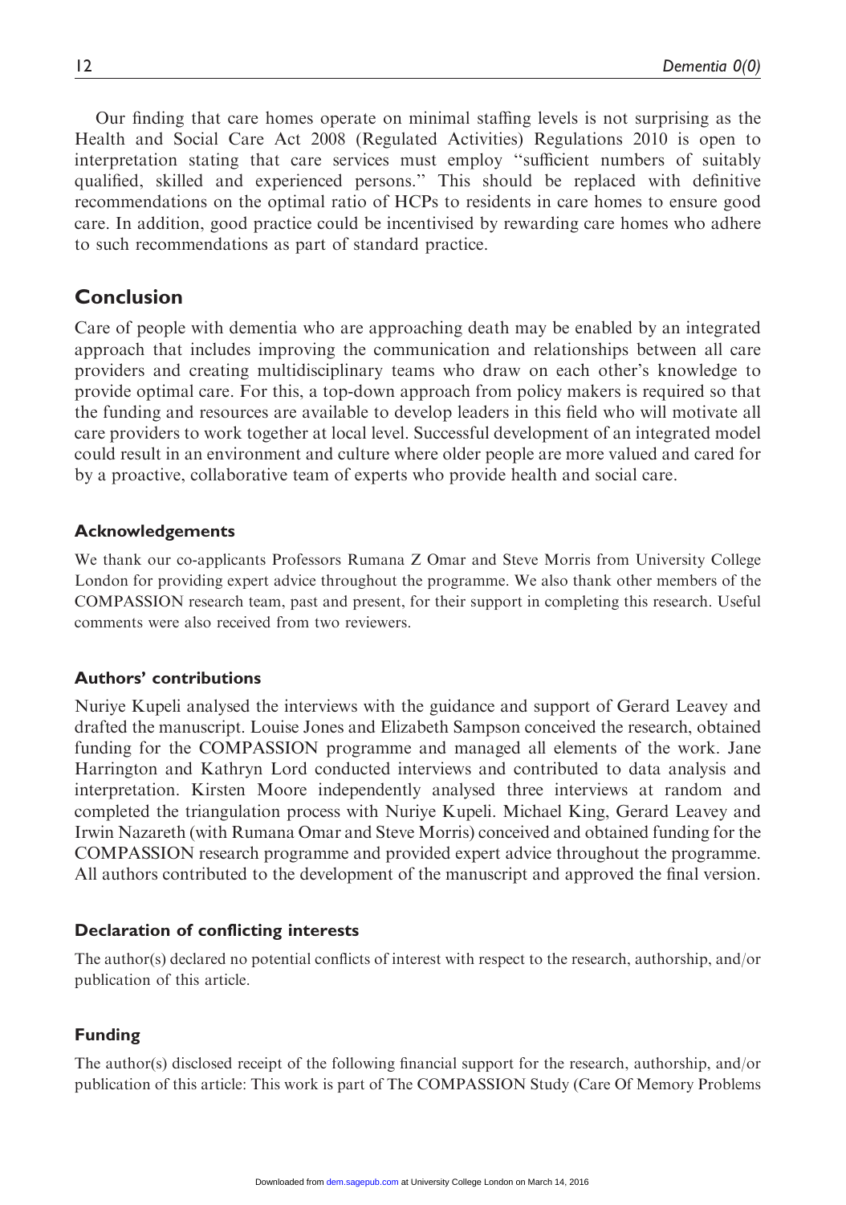Our finding that care homes operate on minimal staffing levels is not surprising as the Health and Social Care Act 2008 (Regulated Activities) Regulations 2010 is open to interpretation stating that care services must employ "sufficient numbers of suitably qualified, skilled and experienced persons." This should be replaced with definitive recommendations on the optimal ratio of HCPs to residents in care homes to ensure good care. In addition, good practice could be incentivised by rewarding care homes who adhere to such recommendations as part of standard practice.

## Conclusion

Care of people with dementia who are approaching death may be enabled by an integrated approach that includes improving the communication and relationships between all care providers and creating multidisciplinary teams who draw on each other's knowledge to provide optimal care. For this, a top-down approach from policy makers is required so that the funding and resources are available to develop leaders in this field who will motivate all care providers to work together at local level. Successful development of an integrated model could result in an environment and culture where older people are more valued and cared for by a proactive, collaborative team of experts who provide health and social care.

### Acknowledgements

We thank our co-applicants Professors Rumana Z Omar and Steve Morris from University College London for providing expert advice throughout the programme. We also thank other members of the COMPASSION research team, past and present, for their support in completing this research. Useful comments were also received from two reviewers.

### Authors' contributions

Nuriye Kupeli analysed the interviews with the guidance and support of Gerard Leavey and drafted the manuscript. Louise Jones and Elizabeth Sampson conceived the research, obtained funding for the COMPASSION programme and managed all elements of the work. Jane Harrington and Kathryn Lord conducted interviews and contributed to data analysis and interpretation. Kirsten Moore independently analysed three interviews at random and completed the triangulation process with Nuriye Kupeli. Michael King, Gerard Leavey and Irwin Nazareth (with Rumana Omar and Steve Morris) conceived and obtained funding for the COMPASSION research programme and provided expert advice throughout the programme. All authors contributed to the development of the manuscript and approved the final version.

### Declaration of conflicting interests

The author(s) declared no potential conflicts of interest with respect to the research, authorship, and/or publication of this article.

### Funding

The author(s) disclosed receipt of the following financial support for the research, authorship, and/or publication of this article: This work is part of The COMPASSION Study (Care Of Memory Problems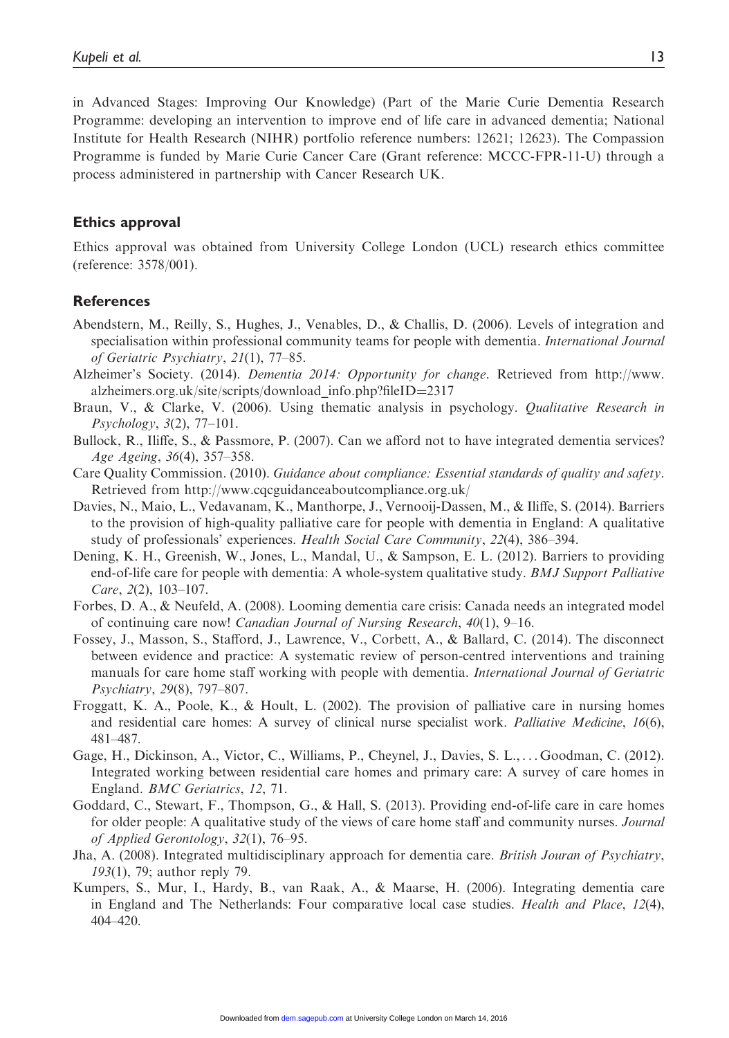in Advanced Stages: Improving Our Knowledge) (Part of the Marie Curie Dementia Research Programme: developing an intervention to improve end of life care in advanced dementia; National Institute for Health Research (NIHR) portfolio reference numbers: 12621; 12623). The Compassion Programme is funded by Marie Curie Cancer Care (Grant reference: MCCC-FPR-11-U) through a process administered in partnership with Cancer Research UK.

### Ethics approval

Ethics approval was obtained from University College London (UCL) research ethics committee (reference: 3578/001).

### References

Abendstern, M., Reilly, S., Hughes, J., Venables, D., & Challis, D. (2006). Levels of integration and specialisation within professional community teams for people with dementia. *International Journal of Geriatric Psychiatry*, *21*(1), 77–85.

Alzheimer's Society. (2014). *Dementia 2014: Opportunity for change*. Retrieved from http://www.alzheimers.org.uk/site/scripts/download_info.php?fileID=2317

Braun, V., & Clarke, V. (2006). Using thematic analysis in psychology. *Qualitative Research in Psychology*, *3*(2), 77–101.

Bullock, R., Iliffe, S., & Passmore, P. (2007). Can we afford not to have integrated dementia services? *Age Ageing*, *36*(4), 357–358.

Care Quality Commission. (2010). *Guidance about compliance: Essential standards of quality and safety*. Retrieved from http://www.cqcguidanceaboutcompliance.org.uk/

Davies, N., Maio, L., Vedavanam, K., Manthorpe, J., Vernooij-Dassen, M., & Iliffe, S. (2014). Barriers to the provision of high-quality palliative care for people with dementia in England: A qualitative study of professionals' experiences. *Health Social Care Community*, *22*(4), 386–394.

Dening, K. H., Greenish, W., Jones, L., Mandal, U., & Sampson, E. L. (2012). Barriers to providing end-of-life care for people with dementia: A whole-system qualitative study. *BMJ Support Palliative Care*, *2*(2), 103–107.

Forbes, D. A., & Neufeld, A. (2008). Looming dementia care crisis: Canada needs an integrated model of continuing care now! *Canadian Journal of Nursing Research*, *40*(1), 9–16.

Fossey, J., Masson, S., Stafford, J., Lawrence, V., Corbett, A., & Ballard, C. (2014). The disconnect between evidence and practice: A systematic review of person-centred interventions and training manuals for care home staff working with people with dementia. *International Journal of Geriatric Psychiatry*, *29*(8), 797–807.

Froggatt, K. A., Poole, K., & Hoult, L. (2002). The provision of palliative care in nursing homes and residential care homes: A survey of clinical nurse specialist work. *Palliative Medicine*, *16*(6), 481–487.

Gage, H., Dickinson, A., Victor, C., Williams, P., Cheynel, J., Davies, S. L., . . . Goodman, C. (2012). Integrated working between residential care homes and primary care: A survey of care homes in England. *BMC Geriatrics*, *12*, 71.

Goddard, C., Stewart, F., Thompson, G., & Hall, S. (2013). Providing end-of-life care in care homes for older people: A qualitative study of the views of care home staff and community nurses. *Journal of Applied Gerontology*, *32*(1), 76–95.

Jha, A. (2008). Integrated multidisciplinary approach for dementia care. *British Jouran of Psychiatry*, *193*(1), 79; author reply 79.

Kumpers, S., Mur, I., Hardy, B., van Raak, A., & Maarse, H. (2006). Integrating dementia care in England and The Netherlands: Four comparative local case studies. *Health and Place*, *12*(4), 404–420.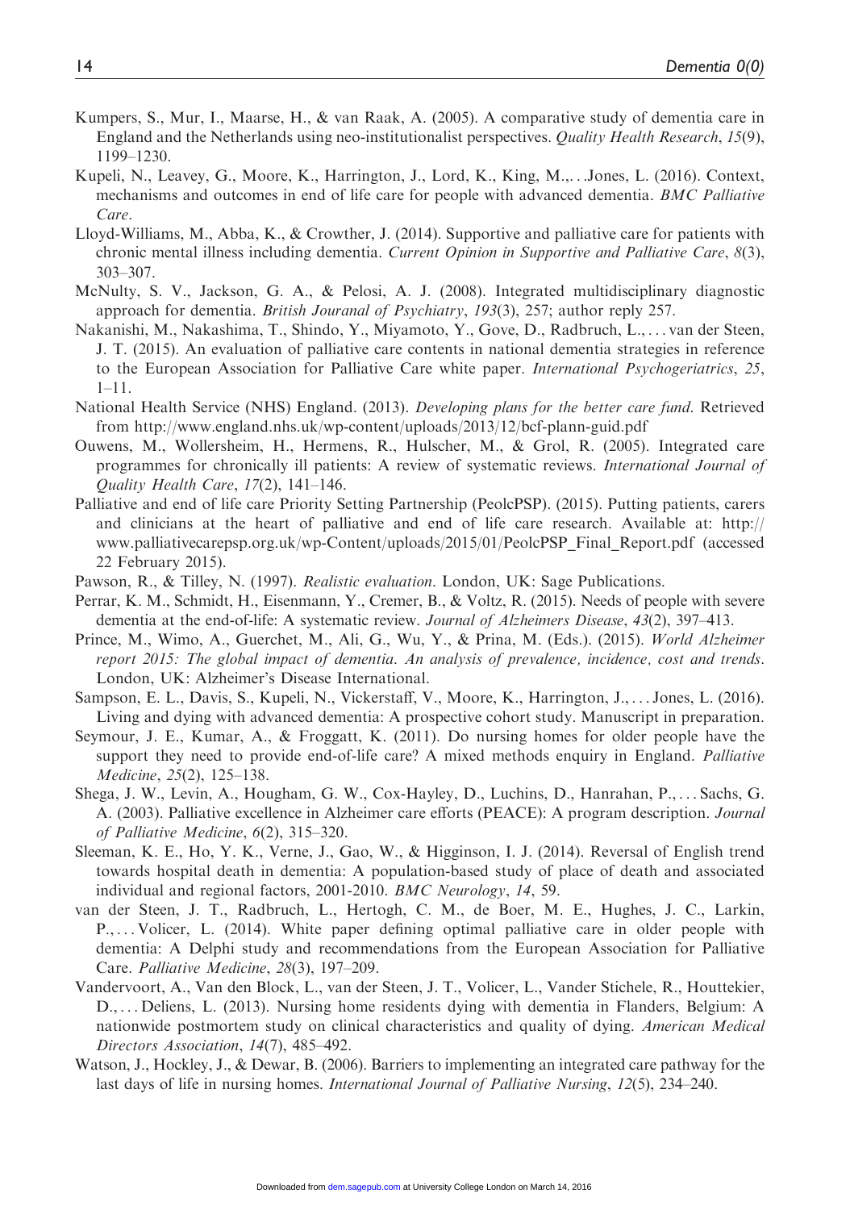Kumpers, S., Mur, I., Maarse, H., & van Raak, A. (2005). A comparative study of dementia care in England and the Netherlands using neo-institutionalist perspectives. *Quality Health Research*, *15*(9), 1199–1230.

Kupeli, N., Leavey, G., Moore, K., Harrington, J., Lord, K., King, M.,. . .Jones, L. (2016). Context, mechanisms and outcomes in end of life care for people with advanced dementia. *BMC Palliative Care*.

Lloyd-Williams, M., Abba, K., & Crowther, J. (2014). Supportive and palliative care for patients with chronic mental illness including dementia. *Current Opinion in Supportive and Palliative Care*, *8*(3), 303–307.

McNulty, S. V., Jackson, G. A., & Pelosi, A. J. (2008). Integrated multidisciplinary diagnostic approach for dementia. *British Jouranal of Psychiatry*, *193*(3), 257; author reply 257.

Nakanishi, M., Nakashima, T., Shindo, Y., Miyamoto, Y., Gove, D., Radbruch, L., . . . van der Steen, J. T. (2015). An evaluation of palliative care contents in national dementia strategies in reference to the European Association for Palliative Care white paper. *International Psychogeriatrics*, *25*, 1–11.

National Health Service (NHS) England. (2013). *Developing plans for the better care fund*. Retrieved from http://www.england.nhs.uk/wp-content/uploads/2013/12/bcf-plann-guid.pdf

Ouwens, M., Wollersheim, H., Hermens, R., Hulscher, M., & Grol, R. (2005). Integrated care programmes for chronically ill patients: A review of systematic reviews. *International Journal of Quality Health Care*, *17*(2), 141–146.

Palliative and end of life care Priority Setting Partnership (PeolcPSP). (2015). Putting patients, carers and clinicians at the heart of palliative and end of life care research. Available at: http://www.palliativecarepsp.org.uk/wp-Content/uploads/2015/01/PeolcPSP_Final_Report.pdf (accessed 22 February 2015).

Pawson, R., & Tilley, N. (1997). *Realistic evaluation*. London, UK: Sage Publications.

Perrar, K. M., Schmidt, H., Eisenmann, Y., Cremer, B., & Voltz, R. (2015). Needs of people with severe dementia at the end-of-life: A systematic review. *Journal of Alzheimers Disease*, *43*(2), 397–413.

Prince, M., Wimo, A., Guerchet, M., Ali, G., Wu, Y., & Prina, M. (Eds.). (2015). *World Alzheimer report 2015: The global impact of dementia. An analysis of prevalence, incidence, cost and trends*. London, UK: Alzheimer's Disease International.

Sampson, E. L., Davis, S., Kupeli, N., Vickerstaff, V., Moore, K., Harrington, J., . . . Jones, L. (2016). Living and dying with advanced dementia: A prospective cohort study. Manuscript in preparation.

Seymour, J. E., Kumar, A., & Froggatt, K. (2011). Do nursing homes for older people have the support they need to provide end-of-life care? A mixed methods enquiry in England. *Palliative Medicine*, *25*(2), 125–138.

Shega, J. W., Levin, A., Hougham, G. W., Cox-Hayley, D., Luchins, D., Hanrahan, P., . . . Sachs, G. A. (2003). Palliative excellence in Alzheimer care efforts (PEACE): A program description. *Journal of Palliative Medicine*, *6*(2), 315–320.

Sleeman, K. E., Ho, Y. K., Verne, J., Gao, W., & Higginson, I. J. (2014). Reversal of English trend towards hospital death in dementia: A population-based study of place of death and associated individual and regional factors, 2001-2010. *BMC Neurology*, *14*, 59.

van der Steen, J. T., Radbruch, L., Hertogh, C. M., de Boer, M. E., Hughes, J. C., Larkin, P., . . . Volicer, L. (2014). White paper defining optimal palliative care in older people with dementia: A Delphi study and recommendations from the European Association for Palliative Care. *Palliative Medicine*, *28*(3), 197–209.

Vandervoort, A., Van den Block, L., van der Steen, J. T., Volicer, L., Vander Stichele, R., Houttekier, D., . . . Deliens, L. (2013). Nursing home residents dying with dementia in Flanders, Belgium: A nationwide postmortem study on clinical characteristics and quality of dying. *American Medical Directors Association*, *14*(7), 485–492.

Watson, J., Hockley, J., & Dewar, B. (2006). Barriers to implementing an integrated care pathway for the last days of life in nursing homes. *International Journal of Palliative Nursing*, *12*(5), 234–240.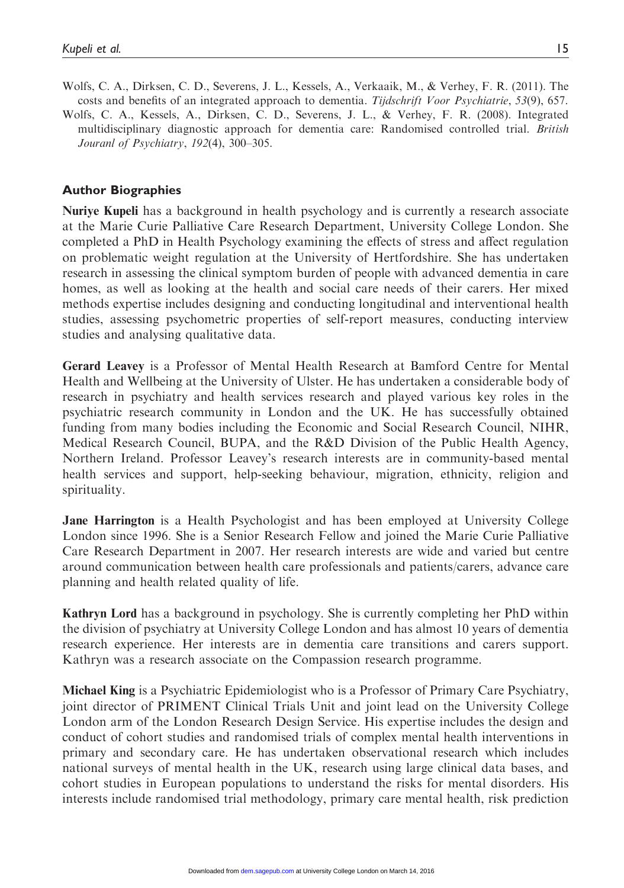Wolfs, C. A., Dirksen, C. D., Severens, J. L., Kessels, A., Verkaaik, M., & Verhey, F. R. (2011). The costs and benefits of an integrated approach to dementia. *Tijdschrift Voor Psychiatrie*, *53*(9), 657.

Wolfs, C. A., Kessels, A., Dirksen, C. D., Severens, J. L., & Verhey, F. R. (2008). Integrated multidisciplinary diagnostic approach for dementia care: Randomised controlled trial. *British Jouranl of Psychiatry*, *192*(4), 300–305.

## Author Biographies

**Nuriye Kupeli** has a background in health psychology and is currently a research associate at the Marie Curie Palliative Care Research Department, University College London. She completed a PhD in Health Psychology examining the effects of stress and affect regulation on problematic weight regulation at the University of Hertfordshire. She has undertaken research in assessing the clinical symptom burden of people with advanced dementia in care homes, as well as looking at the health and social care needs of their carers. Her mixed methods expertise includes designing and conducting longitudinal and interventional health studies, assessing psychometric properties of self-report measures, conducting interview studies and analysing qualitative data.

**Gerard Leavey** is a Professor of Mental Health Research at Bamford Centre for Mental Health and Wellbeing at the University of Ulster. He has undertaken a considerable body of research in psychiatry and health services research and played various key roles in the psychiatric research community in London and the UK. He has successfully obtained funding from many bodies including the Economic and Social Research Council, NIHR, Medical Research Council, BUPA, and the R&D Division of the Public Health Agency, Northern Ireland. Professor Leavey's research interests are in community-based mental health services and support, help-seeking behaviour, migration, ethnicity, religion and spirituality.

**Jane Harrington** is a Health Psychologist and has been employed at University College London since 1996. She is a Senior Research Fellow and joined the Marie Curie Palliative Care Research Department in 2007. Her research interests are wide and varied but centre around communication between health care professionals and patients/carers, advance care planning and health related quality of life.

**Kathryn Lord** has a background in psychology. She is currently completing her PhD within the division of psychiatry at University College London and has almost 10 years of dementia research experience. Her interests are in dementia care transitions and carers support. Kathryn was a research associate on the Compassion research programme.

**Michael King** is a Psychiatric Epidemiologist who is a Professor of Primary Care Psychiatry, joint director of PRIMENT Clinical Trials Unit and joint lead on the University College London arm of the London Research Design Service. His expertise includes the design and conduct of cohort studies and randomised trials of complex mental health interventions in primary and secondary care. He has undertaken observational research which includes national surveys of mental health in the UK, research using large clinical data bases, and cohort studies in European populations to understand the risks for mental disorders. His interests include randomised trial methodology, primary care mental health, risk prediction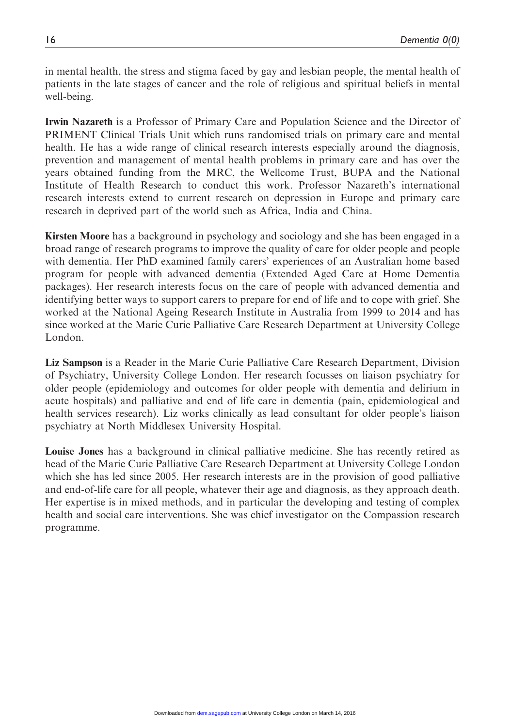in mental health, the stress and stigma faced by gay and lesbian people, the mental health of patients in the late stages of cancer and the role of religious and spiritual beliefs in mental well-being.

**Irwin Nazareth** is a Professor of Primary Care and Population Science and the Director of PRIMENT Clinical Trials Unit which runs randomised trials on primary care and mental health. He has a wide range of clinical research interests especially around the diagnosis, prevention and management of mental health problems in primary care and has over the years obtained funding from the MRC, the Wellcome Trust, BUPA and the National Institute of Health Research to conduct this work. Professor Nazareth's international research interests extend to current research on depression in Europe and primary care research in deprived part of the world such as Africa, India and China.

**Kirsten Moore** has a background in psychology and sociology and she has been engaged in a broad range of research programs to improve the quality of care for older people and people with dementia. Her PhD examined family carers' experiences of an Australian home based program for people with advanced dementia (Extended Aged Care at Home Dementia packages). Her research interests focus on the care of people with advanced dementia and identifying better ways to support carers to prepare for end of life and to cope with grief. She worked at the National Ageing Research Institute in Australia from 1999 to 2014 and has since worked at the Marie Curie Palliative Care Research Department at University College London.

**Liz Sampson** is a Reader in the Marie Curie Palliative Care Research Department, Division of Psychiatry, University College London. Her research focusses on liaison psychiatry for older people (epidemiology and outcomes for older people with dementia and delirium in acute hospitals) and palliative and end of life care in dementia (pain, epidemiological and health services research). Liz works clinically as lead consultant for older people's liaison psychiatry at North Middlesex University Hospital.

**Louise Jones** has a background in clinical palliative medicine. She has recently retired as head of the Marie Curie Palliative Care Research Department at University College London which she has led since 2005. Her research interests are in the provision of good palliative and end-of-life care for all people, whatever their age and diagnosis, as they approach death. Her expertise is in mixed methods, and in particular the developing and testing of complex health and social care interventions. She was chief investigator on the Compassion research programme.